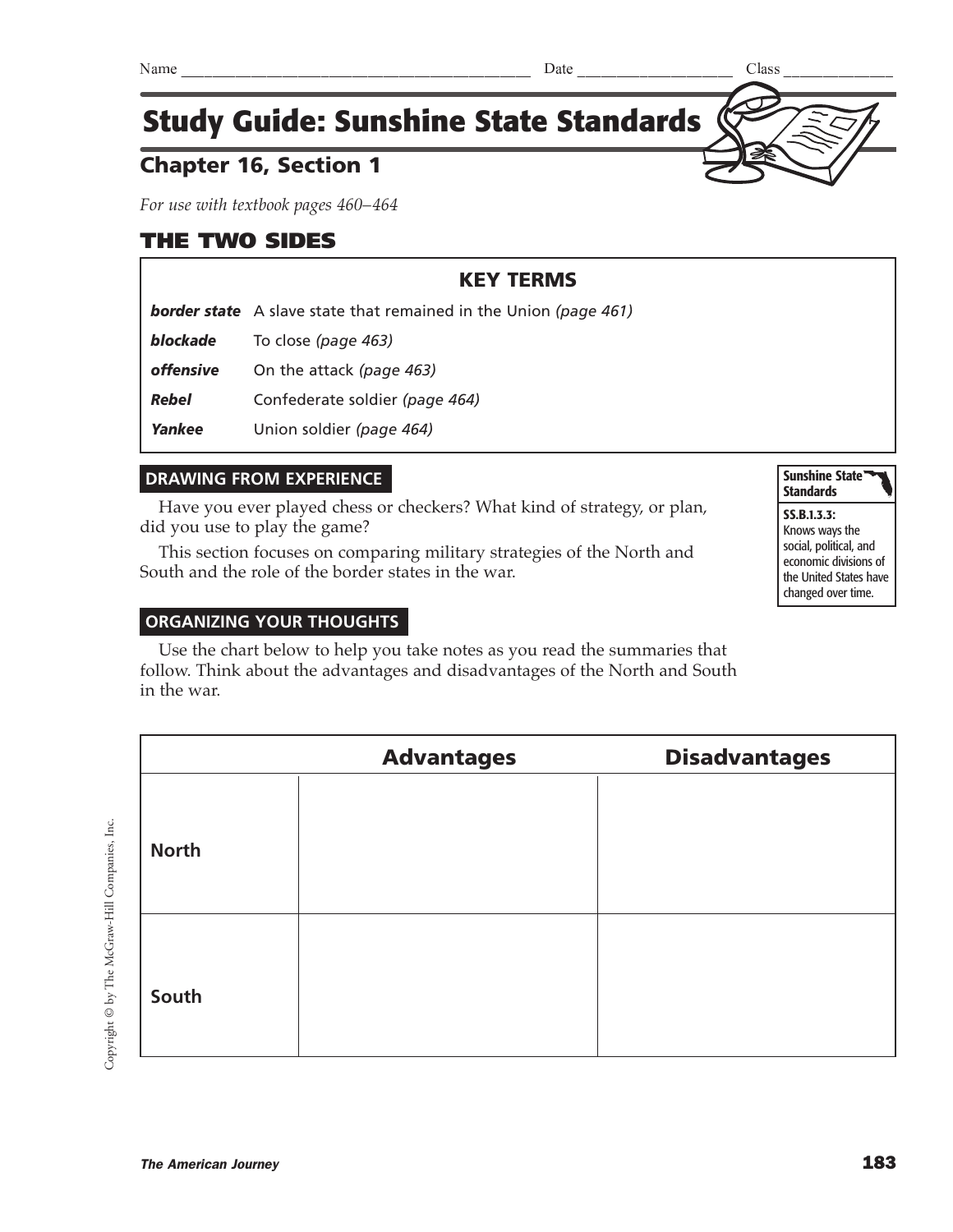Name ____________________________________________ Date ____________________ Class ______________

# Study Guide: Sunshine State Standards

## Chapter 16, Section 1

*For use with textbook pages 460–464*

## THE TWO SIDES

| KEY TERMS | |
|---|---|
| ***border state*** | A slave state that remained in the Union *(page 461)* |
| ***blockade*** | To close *(page 463)* |
| ***offensive*** | On the attack *(page 463)* |
| ***Rebel*** | Confederate soldier *(page 464)* |
| ***Yankee*** | Union soldier *(page 464)* |

**Sunshine State Standards**

**SS.B.1.3.3:** Knows ways the social, political, and economic divisions of the United States have changed over time.

### DRAWING FROM EXPERIENCE

Have you ever played chess or checkers? What kind of strategy, or plan, did you use to play the game?

This section focuses on comparing military strategies of the North and South and the role of the border states in the war.

### ORGANIZING YOUR THOUGHTS

Use the chart below to help you take notes as you read the summaries that follow. Think about the advantages and disadvantages of the North and South in the war.

| | Advantages | Disadvantages |
|---|---|---|
| **North** | | |
| **South** | | |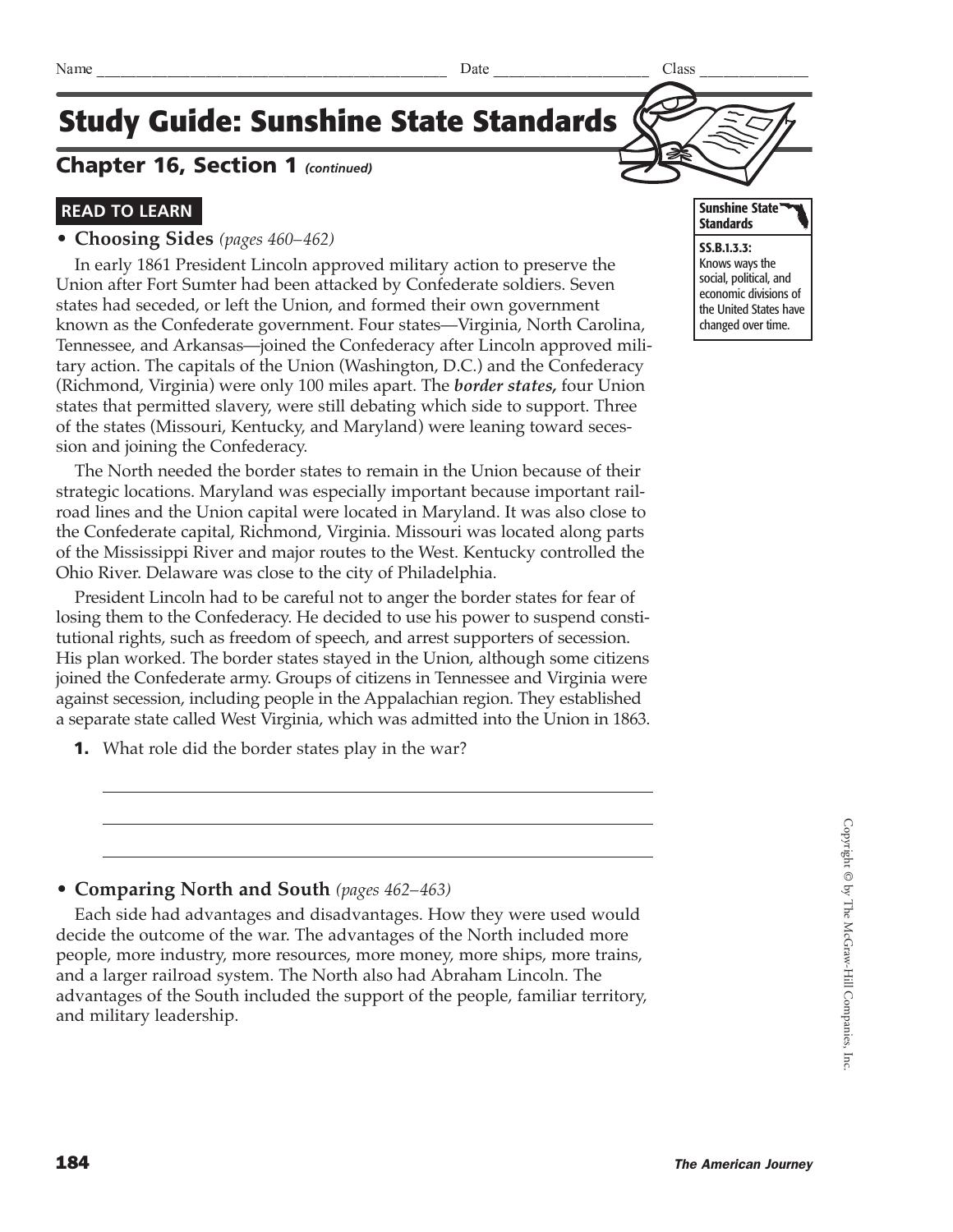Name ______________________________ Date ________________ Class ____________

# Study Guide: Sunshine State Standards

## Chapter 16, Section 1 *(continued)*

**Sunshine State Standards**

**SS.B.1.3.3:** Knows ways the social, political, and economic divisions of the United States have changed over time.

### READ TO LEARN

- **Choosing Sides** *(pages 460–462)*

In early 1861 President Lincoln approved military action to preserve the Union after Fort Sumter had been attacked by Confederate soldiers. Seven states had seceded, or left the Union, and formed their own government known as the Confederate government. Four states—Virginia, North Carolina, Tennessee, and Arkansas—joined the Confederacy after Lincoln approved military action. The capitals of the Union (Washington, D.C.) and the Confederacy (Richmond, Virginia) were only 100 miles apart. The ***border states,*** four Union states that permitted slavery, were still debating which side to support. Three of the states (Missouri, Kentucky, and Maryland) were leaning toward secession and joining the Confederacy.

The North needed the border states to remain in the Union because of their strategic locations. Maryland was especially important because important railroad lines and the Union capital were located in Maryland. It was also close to the Confederate capital, Richmond, Virginia. Missouri was located along parts of the Mississippi River and major routes to the West. Kentucky controlled the Ohio River. Delaware was close to the city of Philadelphia.

President Lincoln had to be careful not to anger the border states for fear of losing them to the Confederacy. He decided to use his power to suspend constitutional rights, such as freedom of speech, and arrest supporters of secession. His plan worked. The border states stayed in the Union, although some citizens joined the Confederate army. Groups of citizens in Tennessee and Virginia were against secession, including people in the Appalachian region. They established a separate state called West Virginia, which was admitted into the Union in 1863.

**1.** What role did the border states play in the war?

______________________________________________________________

______________________________________________________________

______________________________________________________________

- **Comparing North and South** *(pages 462–463)*

Each side had advantages and disadvantages. How they were used would decide the outcome of the war. The advantages of the North included more people, more industry, more resources, more money, more ships, more trains, and a larger railroad system. The North also had Abraham Lincoln. The advantages of the South included the support of the people, familiar territory, and military leadership.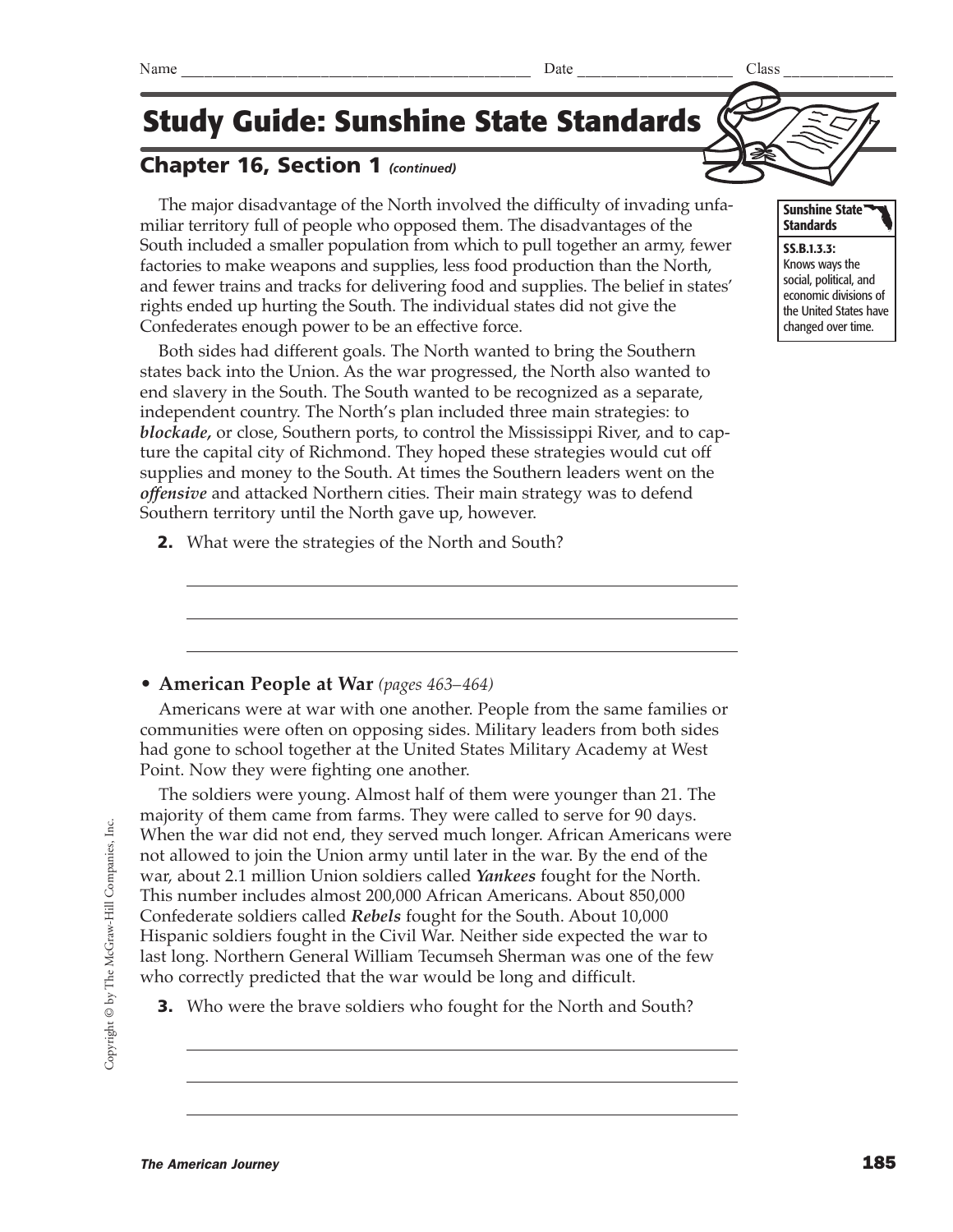Name ________________________________________ Date __________________ Class ______________

# Study Guide: Sunshine State Standards

## Chapter 16, Section 1 *(continued)*

**Sunshine State Standards**

**SS.B.1.3.3:** Knows ways the social, political, and economic divisions of the United States have changed over time.

The major disadvantage of the North involved the difficulty of invading unfamiliar territory full of people who opposed them. The disadvantages of the South included a smaller population from which to pull together an army, fewer factories to make weapons and supplies, less food production than the North, and fewer trains and tracks for delivering food and supplies. The belief in states' rights ended up hurting the South. The individual states did not give the Confederates enough power to be an effective force.

Both sides had different goals. The North wanted to bring the Southern states back into the Union. As the war progressed, the North also wanted to end slavery in the South. The South wanted to be recognized as a separate, independent country. The North's plan included three main strategies: to ***blockade,*** or close, Southern ports, to control the Mississippi River, and to capture the capital city of Richmond. They hoped these strategies would cut off supplies and money to the South. At times the Southern leaders went on the ***offensive*** and attacked Northern cities. Their main strategy was to defend Southern territory until the North gave up, however.

**2.** What were the strategies of the North and South?

_______________________________________________________________

_______________________________________________________________

_______________________________________________________________

- **American People at War** *(pages 463–464)*

Americans were at war with one another. People from the same families or communities were often on opposing sides. Military leaders from both sides had gone to school together at the United States Military Academy at West Point. Now they were fighting one another.

The soldiers were young. Almost half of them were younger than 21. The majority of them came from farms. They were called to serve for 90 days. When the war did not end, they served much longer. African Americans were not allowed to join the Union army until later in the war. By the end of the war, about 2.1 million Union soldiers called ***Yankees*** fought for the North. This number includes almost 200,000 African Americans. About 850,000 Confederate soldiers called ***Rebels*** fought for the South. About 10,000 Hispanic soldiers fought in the Civil War. Neither side expected the war to last long. Northern General William Tecumseh Sherman was one of the few who correctly predicted that the war would be long and difficult.

**3.** Who were the brave soldiers who fought for the North and South?

_______________________________________________________________

_______________________________________________________________

_______________________________________________________________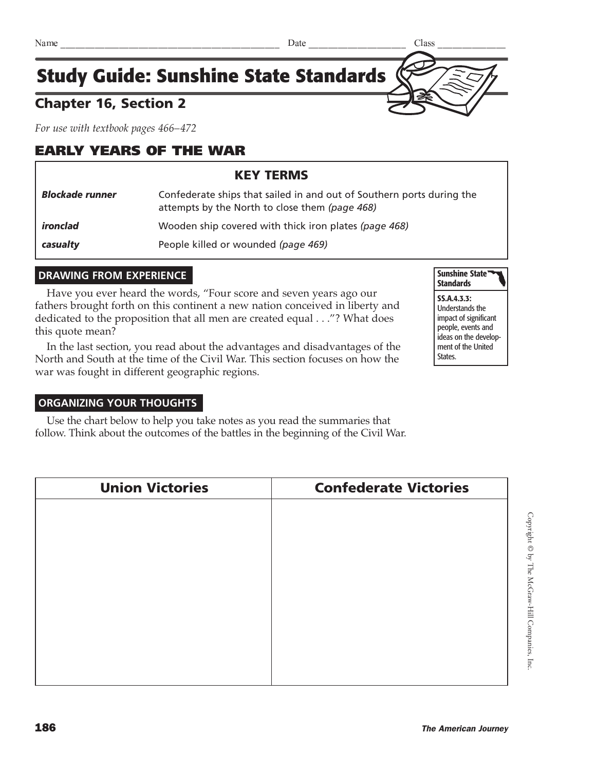Name ______________________________ Date ________________ Class ____________

# Study Guide: Sunshine State Standards

## Chapter 16, Section 2

*For use with textbook pages 466–472*

## EARLY YEARS OF THE WAR

| KEY TERMS | |
|---|---|
| ***Blockade runner*** | Confederate ships that sailed in and out of Southern ports during the attempts by the North to close them *(page 468)* |
| ***ironclad*** | Wooden ship covered with thick iron plates *(page 468)* |
| ***casualty*** | People killed or wounded *(page 469)* |

### DRAWING FROM EXPERIENCE

Have you ever heard the words, "Four score and seven years ago our fathers brought forth on this continent a new nation conceived in liberty and dedicated to the proposition that all men are created equal . . ."? What does this quote mean?

In the last section, you read about the advantages and disadvantages of the North and South at the time of the Civil War. This section focuses on how the war was fought in different geographic regions.

**Sunshine State Standards**

**SS.A.4.3.3:** Understands the impact of significant people, events and ideas on the development of the United States.

### ORGANIZING YOUR THOUGHTS

Use the chart below to help you take notes as you read the summaries that follow. Think about the outcomes of the battles in the beginning of the Civil War.

| Union Victories | Confederate Victories |
|---|---|
| | |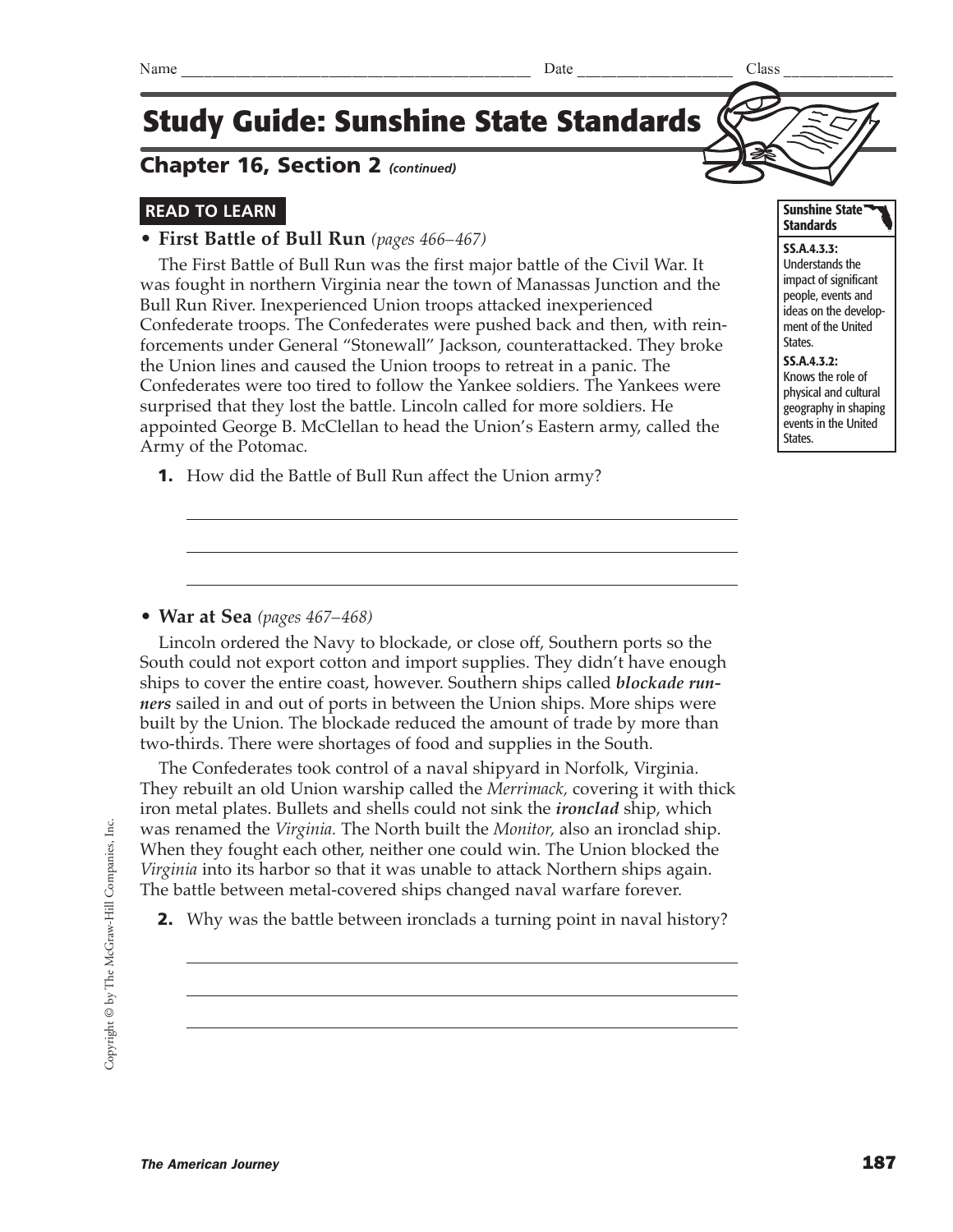Name ________________________________________ Date __________________ Class ____________

# Study Guide: Sunshine State Standards

## Chapter 16, Section 2 *(continued)*

**Sunshine State Standards**

**SS.A.4.3.3:** Understands the impact of significant people, events and ideas on the development of the United States.

**SS.A.4.3.2:** Knows the role of physical and cultural geography in shaping events in the United States.

### READ TO LEARN

- **First Battle of Bull Run** *(pages 466–467)*

The First Battle of Bull Run was the first major battle of the Civil War. It was fought in northern Virginia near the town of Manassas Junction and the Bull Run River. Inexperienced Union troops attacked inexperienced Confederate troops. The Confederates were pushed back and then, with reinforcements under General "Stonewall" Jackson, counterattacked. They broke the Union lines and caused the Union troops to retreat in a panic. The Confederates were too tired to follow the Yankee soldiers. The Yankees were surprised that they lost the battle. Lincoln called for more soldiers. He appointed George B. McClellan to head the Union's Eastern army, called the Army of the Potomac.

**1.** How did the Battle of Bull Run affect the Union army?

______________________________________________________________

______________________________________________________________

______________________________________________________________

- **War at Sea** *(pages 467–468)*

Lincoln ordered the Navy to blockade, or close off, Southern ports so the South could not export cotton and import supplies. They didn't have enough ships to cover the entire coast, however. Southern ships called ***blockade runners*** sailed in and out of ports in between the Union ships. More ships were built by the Union. The blockade reduced the amount of trade by more than two-thirds. There were shortages of food and supplies in the South.

The Confederates took control of a naval shipyard in Norfolk, Virginia. They rebuilt an old Union warship called the *Merrimack,* covering it with thick iron metal plates. Bullets and shells could not sink the ***ironclad*** ship, which was renamed the *Virginia.* The North built the *Monitor,* also an ironclad ship. When they fought each other, neither one could win. The Union blocked the *Virginia* into its harbor so that it was unable to attack Northern ships again. The battle between metal-covered ships changed naval warfare forever.

**2.** Why was the battle between ironclads a turning point in naval history?

______________________________________________________________

______________________________________________________________

______________________________________________________________

Copyright © by The McGraw-Hill Companies, Inc.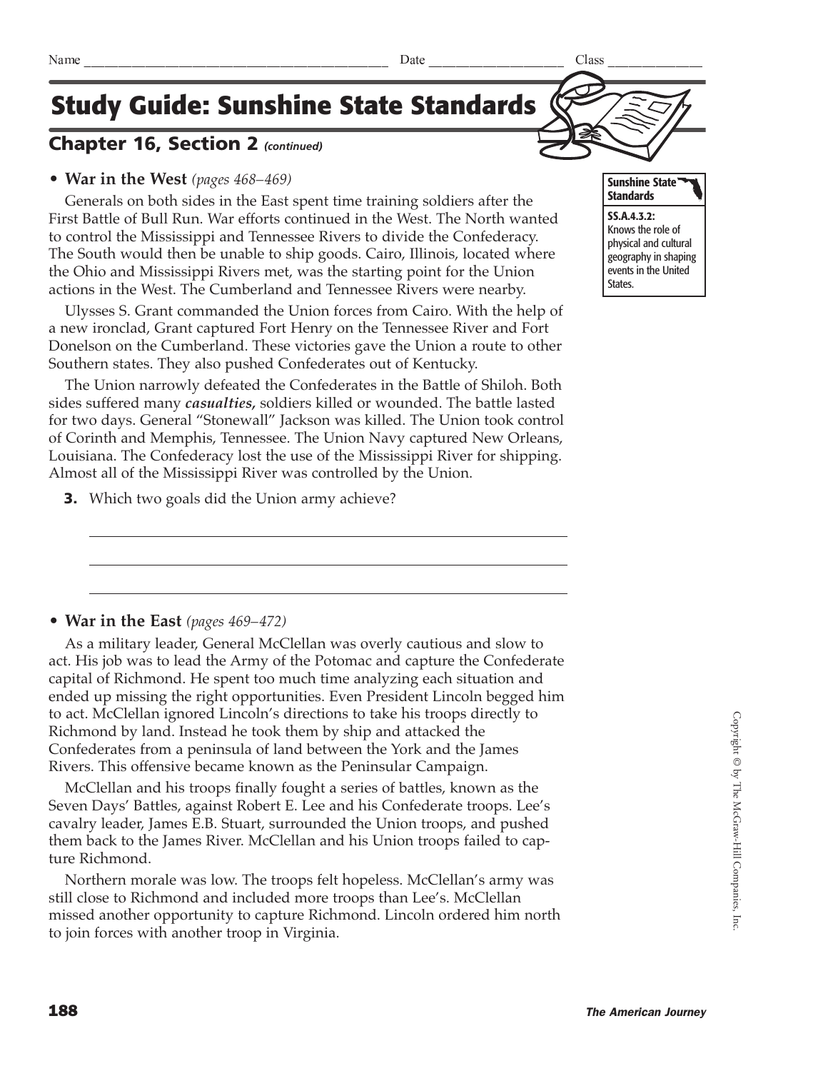Name ______________________ Date ______________ Class ____________

# Study Guide: Sunshine State Standards

## Chapter 16, Section 2 *(continued)*

**Sunshine State Standards**

**SS.A.4.3.2:** Knows the role of physical and cultural geography in shaping events in the United States.

- **War in the West** *(pages 468–469)*

Generals on both sides in the East spent time training soldiers after the First Battle of Bull Run. War efforts continued in the West. The North wanted to control the Mississippi and Tennessee Rivers to divide the Confederacy. The South would then be unable to ship goods. Cairo, Illinois, located where the Ohio and Mississippi Rivers met, was the starting point for the Union actions in the West. The Cumberland and Tennessee Rivers were nearby.

Ulysses S. Grant commanded the Union forces from Cairo. With the help of a new ironclad, Grant captured Fort Henry on the Tennessee River and Fort Donelson on the Cumberland. These victories gave the Union a route to other Southern states. They also pushed Confederates out of Kentucky.

The Union narrowly defeated the Confederates in the Battle of Shiloh. Both sides suffered many ***casualties,*** soldiers killed or wounded. The battle lasted for two days. General "Stonewall" Jackson was killed. The Union took control of Corinth and Memphis, Tennessee. The Union Navy captured New Orleans, Louisiana. The Confederacy lost the use of the Mississippi River for shipping. Almost all of the Mississippi River was controlled by the Union.

**3.** Which two goals did the Union army achieve?

______________________________________________

______________________________________________

______________________________________________

- **War in the East** *(pages 469–472)*

As a military leader, General McClellan was overly cautious and slow to act. His job was to lead the Army of the Potomac and capture the Confederate capital of Richmond. He spent too much time analyzing each situation and ended up missing the right opportunities. Even President Lincoln begged him to act. McClellan ignored Lincoln's directions to take his troops directly to Richmond by land. Instead he took them by ship and attacked the Confederates from a peninsula of land between the York and the James Rivers. This offensive became known as the Peninsular Campaign.

McClellan and his troops finally fought a series of battles, known as the Seven Days' Battles, against Robert E. Lee and his Confederate troops. Lee's cavalry leader, James E.B. Stuart, surrounded the Union troops, and pushed them back to the James River. McClellan and his Union troops failed to capture Richmond.

Northern morale was low. The troops felt hopeless. McClellan's army was still close to Richmond and included more troops than Lee's. McClellan missed another opportunity to capture Richmond. Lincoln ordered him north to join forces with another troop in Virginia.

Copyright © by The McGraw-Hill Companies, Inc.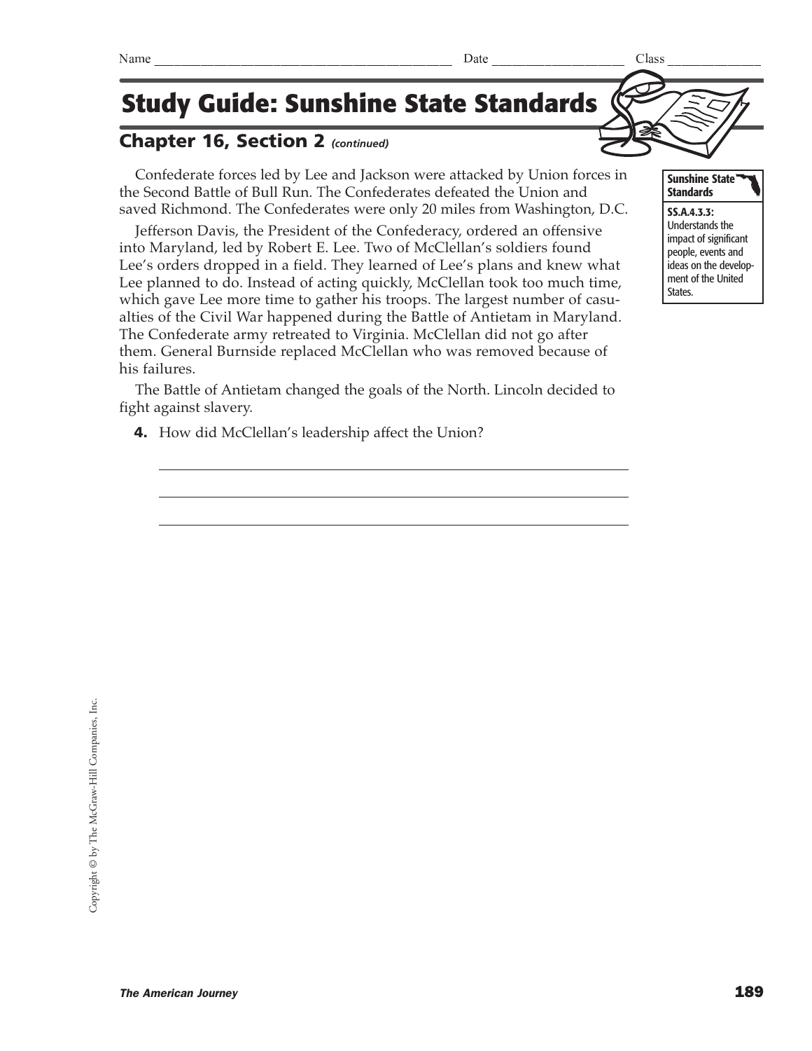Name ________________________________________ Date __________________ Class _____________

# Study Guide: Sunshine State Standards

## Chapter 16, Section 2 *(continued)*

**Sunshine State Standards**

**SS.A.4.3.3:** Understands the impact of significant people, events and ideas on the development of the United States.

Confederate forces led by Lee and Jackson were attacked by Union forces in the Second Battle of Bull Run. The Confederates defeated the Union and saved Richmond. The Confederates were only 20 miles from Washington, D.C.

Jefferson Davis, the President of the Confederacy, ordered an offensive into Maryland, led by Robert E. Lee. Two of McClellan's soldiers found Lee's orders dropped in a field. They learned of Lee's plans and knew what Lee planned to do. Instead of acting quickly, McClellan took too much time, which gave Lee more time to gather his troops. The largest number of casualties of the Civil War happened during the Battle of Antietam in Maryland. The Confederate army retreated to Virginia. McClellan did not go after them. General Burnside replaced McClellan who was removed because of his failures.

The Battle of Antietam changed the goals of the North. Lincoln decided to fight against slavery.

**4.** How did McClellan's leadership affect the Union?

______________________________________________________________

______________________________________________________________

______________________________________________________________

Copyright © by The McGraw-Hill Companies, Inc.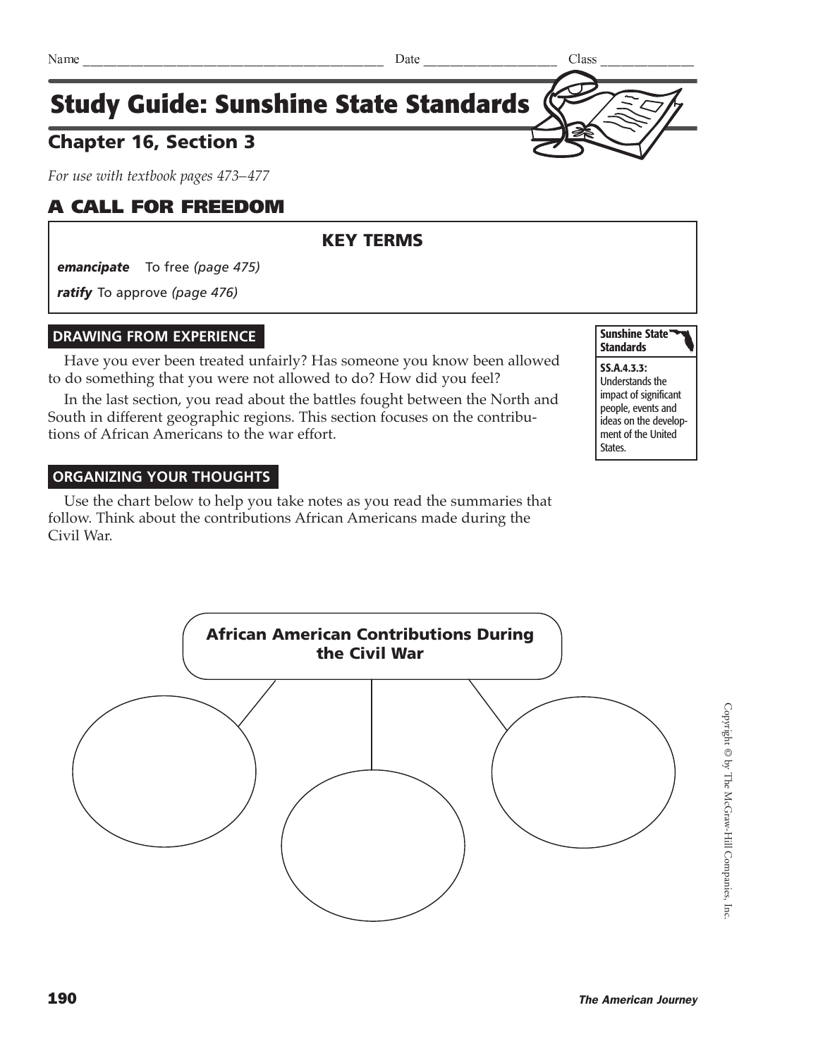Name ______________________________ Date ________________ Class ____________

# Study Guide: Sunshine State Standards

## Chapter 16, Section 3

*For use with textbook pages 473–477*

## A CALL FOR FREEDOM

### KEY TERMS

***emancipate*** To free *(page 475)*

***ratify*** To approve *(page 476)*

### DRAWING FROM EXPERIENCE

Have you ever been treated unfairly? Has someone you know been allowed to do something that you were not allowed to do? How did you feel?

In the last section, you read about the battles fought between the North and South in different geographic regions. This section focuses on the contributions of African Americans to the war effort.

**Sunshine State Standards**

**SS.A.4.3.3:** Understands the impact of significant people, events and ideas on the development of the United States.

### ORGANIZING YOUR THOUGHTS

Use the chart below to help you take notes as you read the summaries that follow. Think about the contributions African Americans made during the Civil War.

**African American Contributions During the Civil War**

Copyright © by The McGraw-Hill Companies, Inc.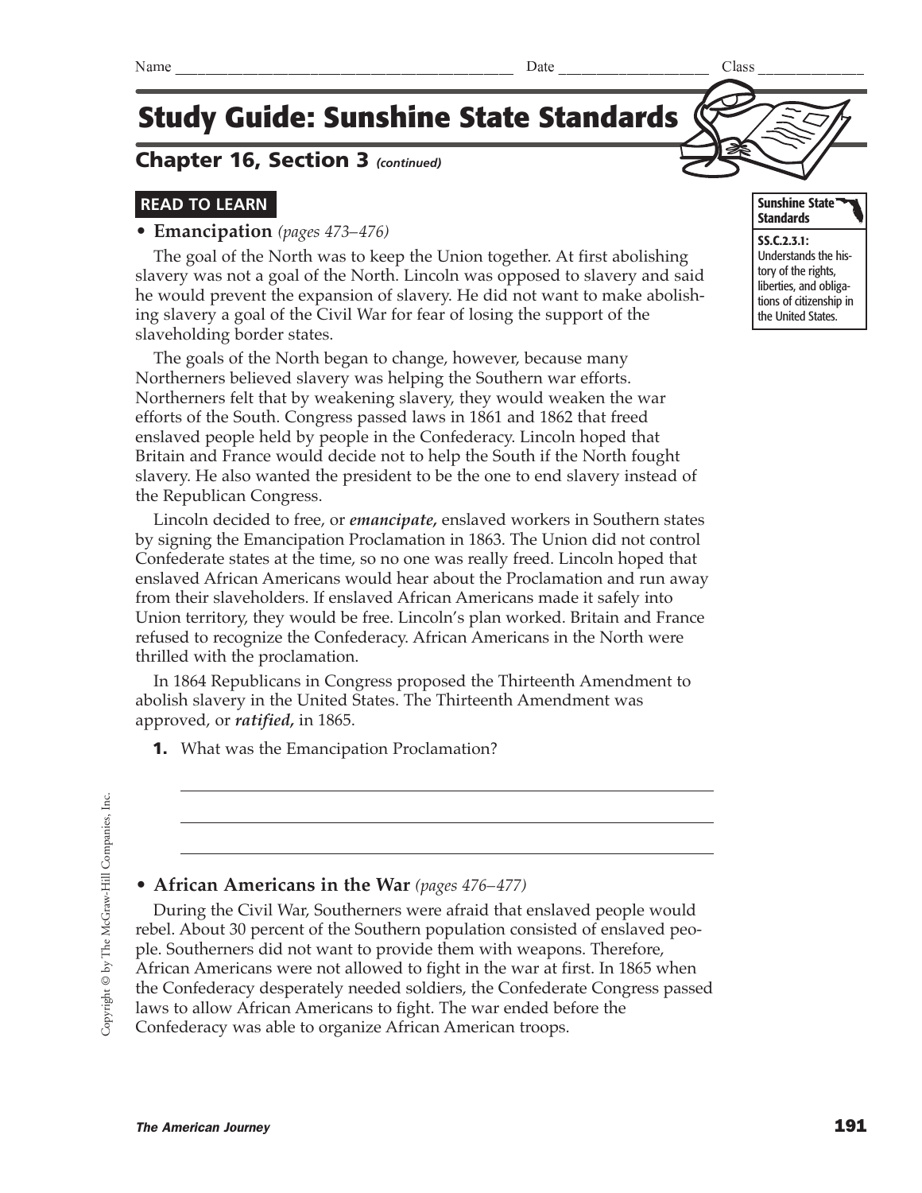Name ______________________________ Date ______________ Class ___________

# Study Guide: Sunshine State Standards

## Chapter 16, Section 3 *(continued)*

**READ TO LEARN**

- **Emancipation** *(pages 473–476)*

The goal of the North was to keep the Union together. At first abolishing slavery was not a goal of the North. Lincoln was opposed to slavery and said he would prevent the expansion of slavery. He did not want to make abolishing slavery a goal of the Civil War for fear of losing the support of the slaveholding border states.

The goals of the North began to change, however, because many Northerners believed slavery was helping the Southern war efforts. Northerners felt that by weakening slavery, they would weaken the war efforts of the South. Congress passed laws in 1861 and 1862 that freed enslaved people held by people in the Confederacy. Lincoln hoped that Britain and France would decide not to help the South if the North fought slavery. He also wanted the president to be the one to end slavery instead of the Republican Congress.

Lincoln decided to free, or ***emancipate,*** enslaved workers in Southern states by signing the Emancipation Proclamation in 1863. The Union did not control Confederate states at the time, so no one was really freed. Lincoln hoped that enslaved African Americans would hear about the Proclamation and run away from their slaveholders. If enslaved African Americans made it safely into Union territory, they would be free. Lincoln's plan worked. Britain and France refused to recognize the Confederacy. African Americans in the North were thrilled with the proclamation.

In 1864 Republicans in Congress proposed the Thirteenth Amendment to abolish slavery in the United States. The Thirteenth Amendment was approved, or ***ratified,*** in 1865.

**1.** What was the Emancipation Proclamation?

_______________________________________________

_______________________________________________

_______________________________________________

**Sunshine State Standards**

**SS.C.2.3.1:** Understands the history of the rights, liberties, and obligations of citizenship in the United States.

- **African Americans in the War** *(pages 476–477)*

During the Civil War, Southerners were afraid that enslaved people would rebel. About 30 percent of the Southern population consisted of enslaved people. Southerners did not want to provide them with weapons. Therefore, African Americans were not allowed to fight in the war at first. In 1865 when the Confederacy desperately needed soldiers, the Confederate Congress passed laws to allow African Americans to fight. The war ended before the Confederacy was able to organize African American troops.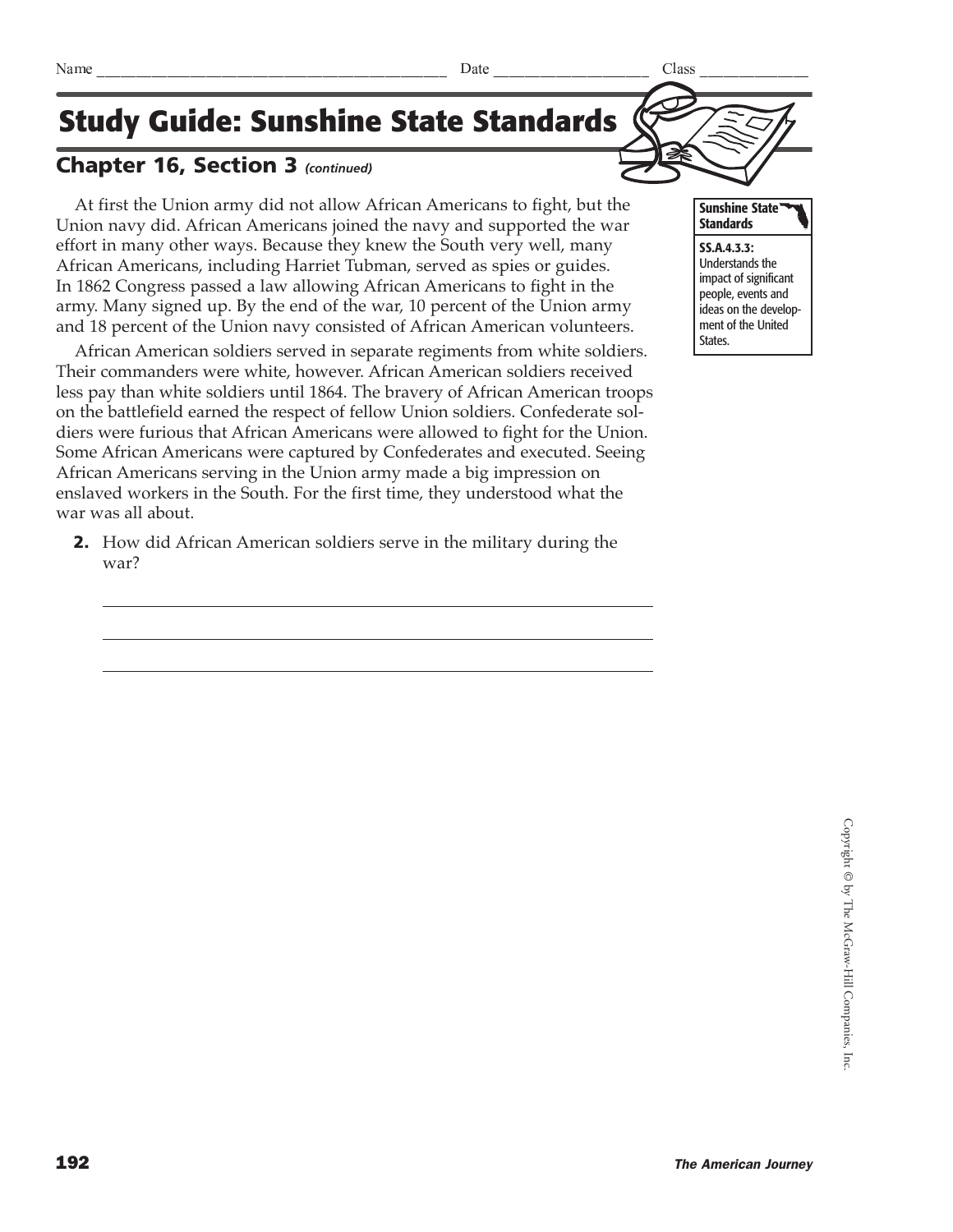Name ________________________________________ Date ____________________ Class ______________

# Study Guide: Sunshine State Standards

## Chapter 16, Section 3 *(continued)*

At first the Union army did not allow African Americans to fight, but the Union navy did. African Americans joined the navy and supported the war effort in many other ways. Because they knew the South very well, many African Americans, including Harriet Tubman, served as spies or guides. In 1862 Congress passed a law allowing African Americans to fight in the army. Many signed up. By the end of the war, 10 percent of the Union army and 18 percent of the Union navy consisted of African American volunteers.

African American soldiers served in separate regiments from white soldiers. Their commanders were white, however. African American soldiers received less pay than white soldiers until 1864. The bravery of African American troops on the battlefield earned the respect of fellow Union soldiers. Confederate soldiers were furious that African Americans were allowed to fight for the Union. Some African Americans were captured by Confederates and executed. Seeing African Americans serving in the Union army made a big impression on enslaved workers in the South. For the first time, they understood what the war was all about.

**Sunshine State Standards**

**SS.A.4.3.3:** Understands the impact of significant people, events and ideas on the development of the United States.

**2.** How did African American soldiers serve in the military during the war?

______________________________________________________________

______________________________________________________________

______________________________________________________________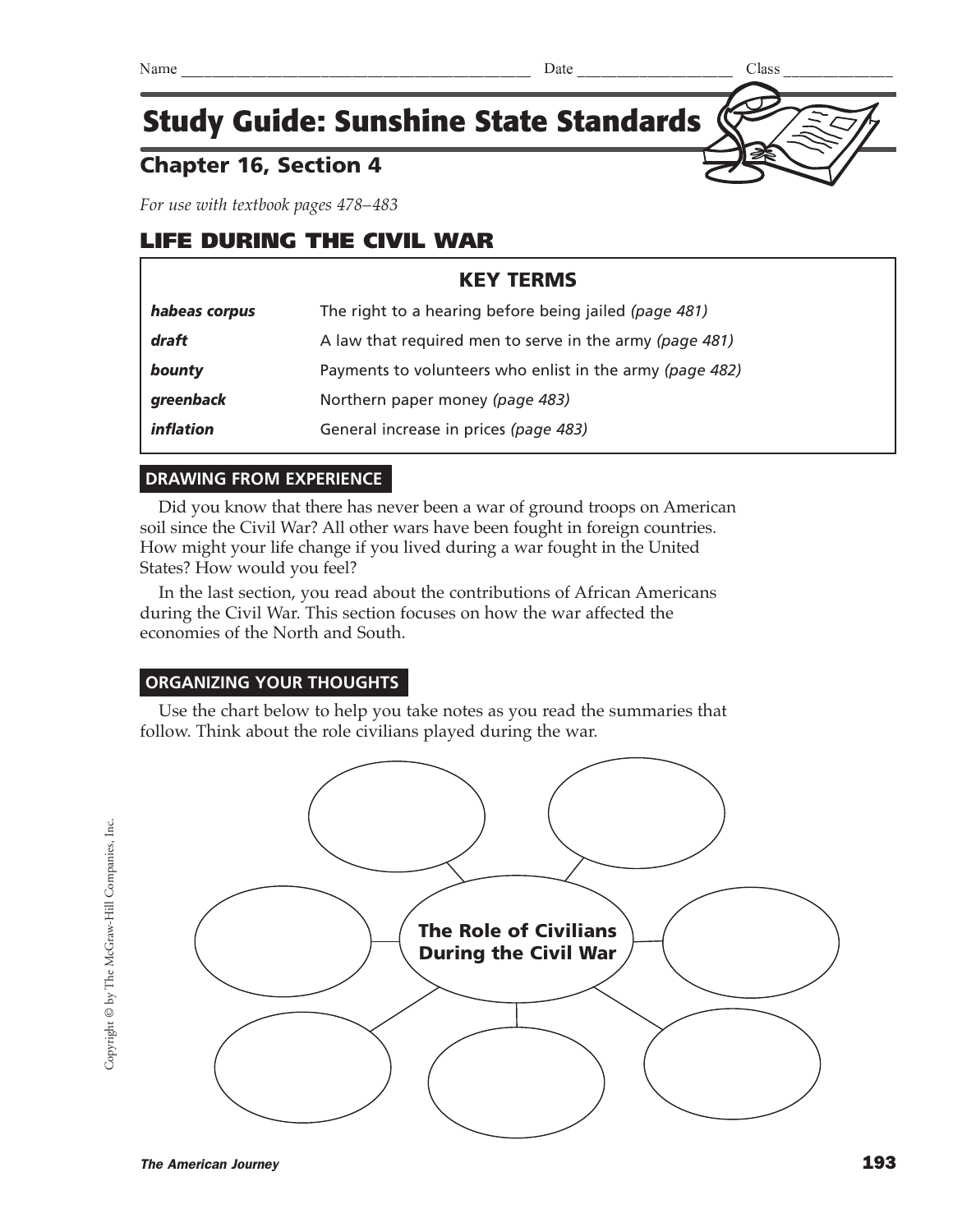Name ______________________________ Date ______________ Class ___________

# Study Guide: Sunshine State Standards

## Chapter 16, Section 4

*For use with textbook pages 478–483*

## LIFE DURING THE CIVIL WAR

| KEY TERMS | |
|---|---|
| ***habeas corpus*** | The right to a hearing before being jailed *(page 481)* |
| ***draft*** | A law that required men to serve in the army *(page 481)* |
| ***bounty*** | Payments to volunteers who enlist in the army *(page 482)* |
| ***greenback*** | Northern paper money *(page 483)* |
| ***inflation*** | General increase in prices *(page 483)* |

### DRAWING FROM EXPERIENCE

Did you know that there has never been a war of ground troops on American soil since the Civil War? All other wars have been fought in foreign countries. How might your life change if you lived during a war fought in the United States? How would you feel?

In the last section, you read about the contributions of African Americans during the Civil War. This section focuses on how the war affected the economies of the North and South.

### ORGANIZING YOUR THOUGHTS

Use the chart below to help you take notes as you read the summaries that follow. Think about the role civilians played during the war.

**The Role of Civilians During the Civil War**

Copyright © by The McGraw-Hill Companies, Inc.

*The American Journey*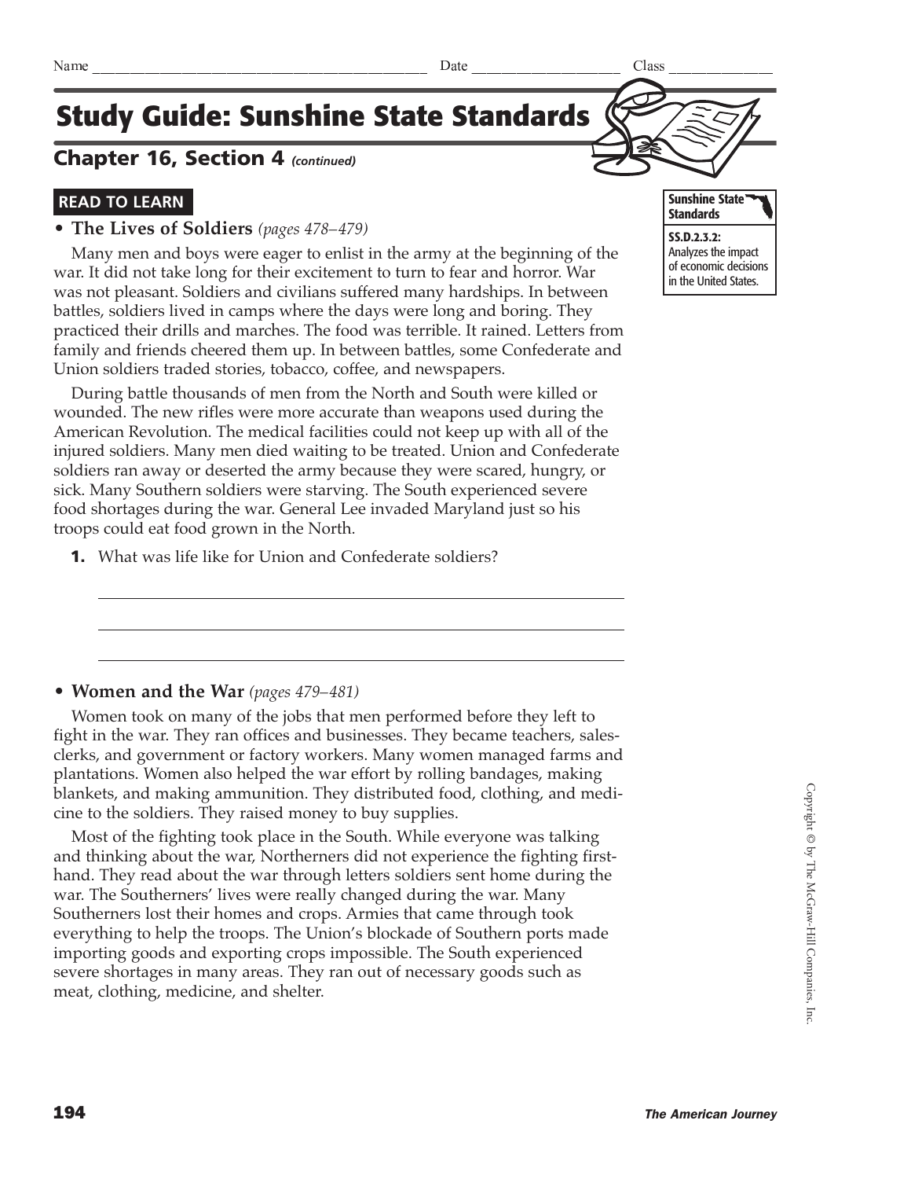Name ______________________________________ Date ____________________ Class ______________

# Study Guide: Sunshine State Standards

## Chapter 16, Section 4 *(continued)*

**Sunshine State Standards**

**SS.D.2.3.2:** Analyzes the impact of economic decisions in the United States.

### READ TO LEARN

- **The Lives of Soldiers** *(pages 478–479)*

Many men and boys were eager to enlist in the army at the beginning of the war. It did not take long for their excitement to turn to fear and horror. War was not pleasant. Soldiers and civilians suffered many hardships. In between battles, soldiers lived in camps where the days were long and boring. They practiced their drills and marches. The food was terrible. It rained. Letters from family and friends cheered them up. In between battles, some Confederate and Union soldiers traded stories, tobacco, coffee, and newspapers.

During battle thousands of men from the North and South were killed or wounded. The new rifles were more accurate than weapons used during the American Revolution. The medical facilities could not keep up with all of the injured soldiers. Many men died waiting to be treated. Union and Confederate soldiers ran away or deserted the army because they were scared, hungry, or sick. Many Southern soldiers were starving. The South experienced severe food shortages during the war. General Lee invaded Maryland just so his troops could eat food grown in the North.

**1.** What was life like for Union and Confederate soldiers?

_______________________________________________________________

_______________________________________________________________

_______________________________________________________________

- **Women and the War** *(pages 479–481)*

Women took on many of the jobs that men performed before they left to fight in the war. They ran offices and businesses. They became teachers, salesclerks, and government or factory workers. Many women managed farms and plantations. Women also helped the war effort by rolling bandages, making blankets, and making ammunition. They distributed food, clothing, and medicine to the soldiers. They raised money to buy supplies.

Most of the fighting took place in the South. While everyone was talking and thinking about the war, Northerners did not experience the fighting firsthand. They read about the war through letters soldiers sent home during the war. The Southerners' lives were really changed during the war. Many Southerners lost their homes and crops. Armies that came through took everything to help the troops. The Union's blockade of Southern ports made importing goods and exporting crops impossible. The South experienced severe shortages in many areas. They ran out of necessary goods such as meat, clothing, medicine, and shelter.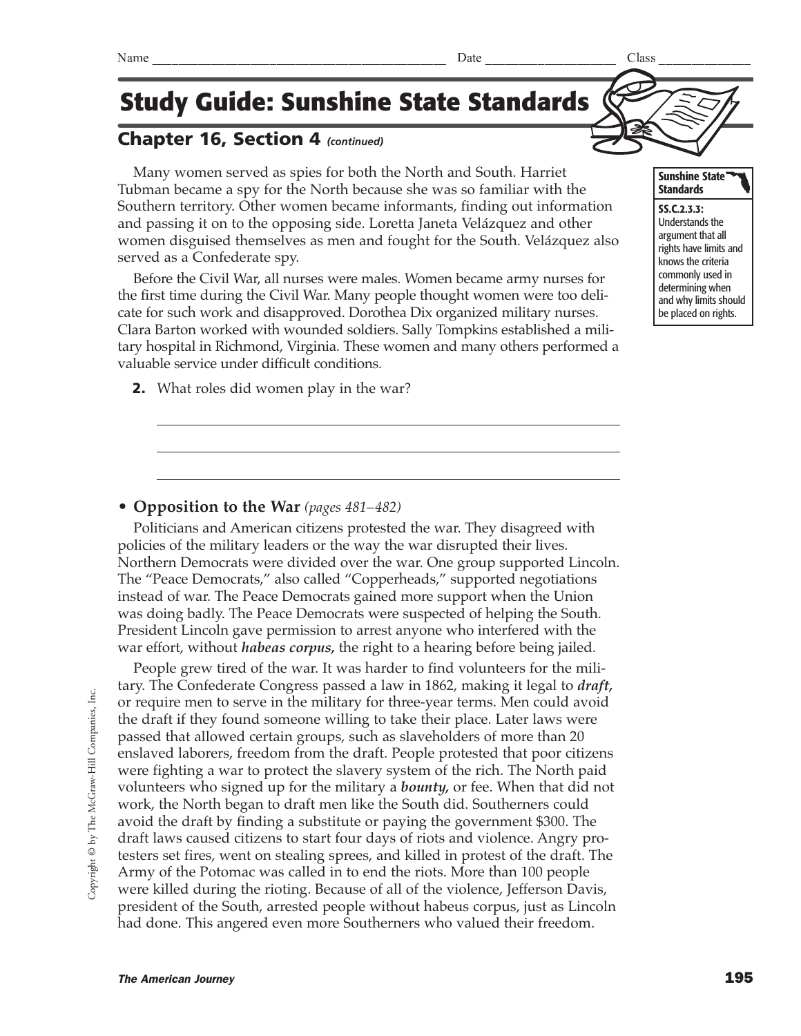Name ______________________________ Date ______________ Class ____________

# Study Guide: Sunshine State Standards

## Chapter 16, Section 4 *(continued)*

Many women served as spies for both the North and South. Harriet Tubman became a spy for the North because she was so familiar with the Southern territory. Other women became informants, finding out information and passing it on to the opposing side. Loretta Janeta Velázquez and other women disguised themselves as men and fought for the South. Velázquez also served as a Confederate spy.

Before the Civil War, all nurses were males. Women became army nurses for the first time during the Civil War. Many people thought women were too delicate for such work and disapproved. Dorothea Dix organized military nurses. Clara Barton worked with wounded soldiers. Sally Tompkins established a military hospital in Richmond, Virginia. These women and many others performed a valuable service under difficult conditions.

**Sunshine State Standards**

**SS.C.2.3.3:** Understands the argument that all rights have limits and knows the criteria commonly used in determining when and why limits should be placed on rights.

**2.** What roles did women play in the war?

______________________________________________________________

______________________________________________________________

______________________________________________________________

- **Opposition to the War** *(pages 481–482)*

Politicians and American citizens protested the war. They disagreed with policies of the military leaders or the way the war disrupted their lives. Northern Democrats were divided over the war. One group supported Lincoln. The "Peace Democrats," also called "Copperheads," supported negotiations instead of war. The Peace Democrats gained more support when the Union was doing badly. The Peace Democrats were suspected of helping the South. President Lincoln gave permission to arrest anyone who interfered with the war effort, without ***habeas corpus,*** the right to a hearing before being jailed.

People grew tired of the war. It was harder to find volunteers for the military. The Confederate Congress passed a law in 1862, making it legal to ***draft,*** or require men to serve in the military for three-year terms. Men could avoid the draft if they found someone willing to take their place. Later laws were passed that allowed certain groups, such as slaveholders of more than 20 enslaved laborers, freedom from the draft. People protested that poor citizens were fighting a war to protect the slavery system of the rich. The North paid volunteers who signed up for the military a ***bounty,*** or fee. When that did not work, the North began to draft men like the South did. Southerners could avoid the draft by finding a substitute or paying the government $300. The draft laws caused citizens to start four days of riots and violence. Angry protesters set fires, went on stealing sprees, and killed in protest of the draft. The Army of the Potomac was called in to end the riots. More than 100 people were killed during the rioting. Because of all of the violence, Jefferson Davis, president of the South, arrested people without habeus corpus, just as Lincoln had done. This angered even more Southerners who valued their freedom.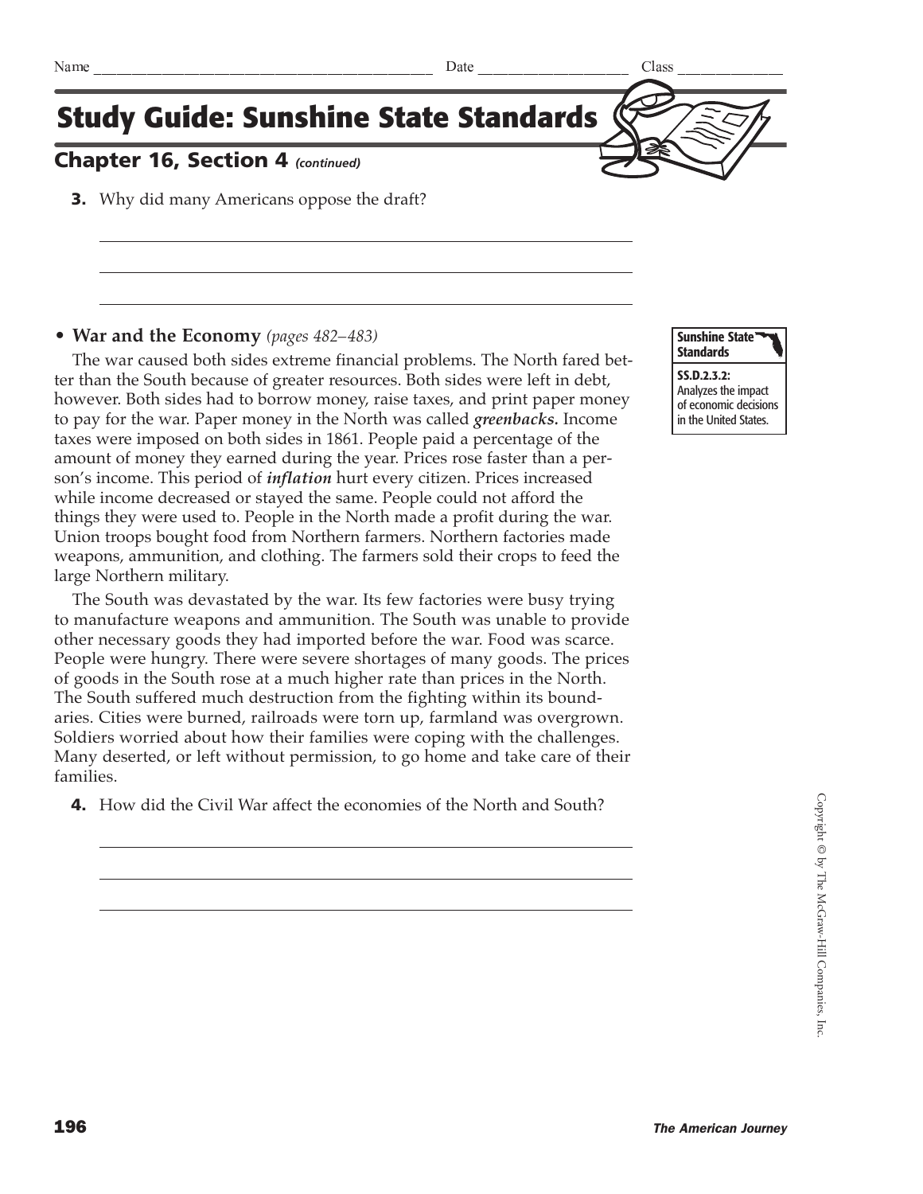Name _______________________________ Date ___________________ Class ______________

# Study Guide: Sunshine State Standards

## Chapter 16, Section 4 *(continued)*

**3.** Why did many Americans oppose the draft?

_______________________________________________________________

_______________________________________________________________

_______________________________________________________________

### • War and the Economy *(pages 482–483)*

**Sunshine State Standards**

**SS.D.2.3.2:** Analyzes the impact of economic decisions in the United States.

The war caused both sides extreme financial problems. The North fared better than the South because of greater resources. Both sides were left in debt, however. Both sides had to borrow money, raise taxes, and print paper money to pay for the war. Paper money in the North was called ***greenbacks.*** Income taxes were imposed on both sides in 1861. People paid a percentage of the amount of money they earned during the year. Prices rose faster than a person's income. This period of ***inflation*** hurt every citizen. Prices increased while income decreased or stayed the same. People could not afford the things they were used to. People in the North made a profit during the war. Union troops bought food from Northern farmers. Northern factories made weapons, ammunition, and clothing. The farmers sold their crops to feed the large Northern military.

The South was devastated by the war. Its few factories were busy trying to manufacture weapons and ammunition. The South was unable to provide other necessary goods they had imported before the war. Food was scarce. People were hungry. There were severe shortages of many goods. The prices of goods in the South rose at a much higher rate than prices in the North. The South suffered much destruction from the fighting within its boundaries. Cities were burned, railroads were torn up, farmland was overgrown. Soldiers worried about how their families were coping with the challenges. Many deserted, or left without permission, to go home and take care of their families.

**4.** How did the Civil War affect the economies of the North and South?

_______________________________________________________________

_______________________________________________________________

_______________________________________________________________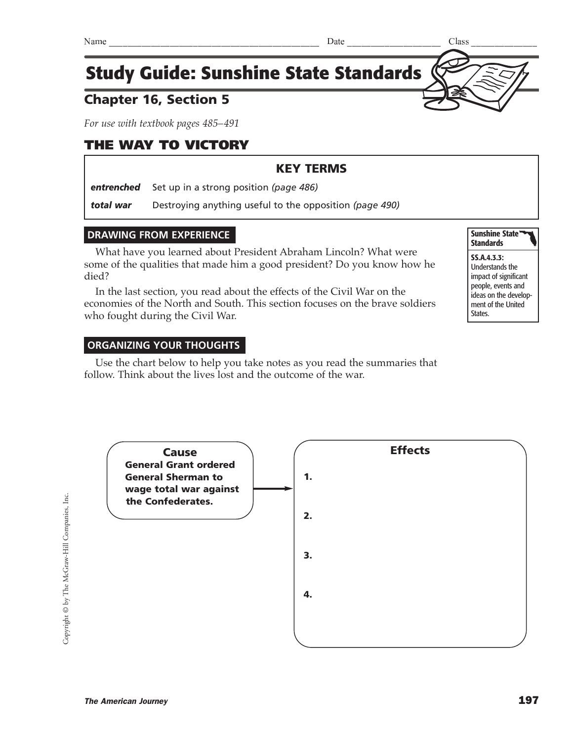Name ______________________________ Date ________________ Class ____________

# Study Guide: Sunshine State Standards

## Chapter 16, Section 5

*For use with textbook pages 485–491*

## THE WAY TO VICTORY

| KEY TERMS | |
|---|---|
| ***entrenched*** | Set up in a strong position *(page 486)* |
| ***total war*** | Destroying anything useful to the opposition *(page 490)* |

### DRAWING FROM EXPERIENCE

What have you learned about President Abraham Lincoln? What were some of the qualities that made him a good president? Do you know how he died?

In the last section, you read about the effects of the Civil War on the economies of the North and South. This section focuses on the brave soldiers who fought during the Civil War.

**Sunshine State Standards**

**SS.A.4.3.3:** Understands the impact of significant people, events and ideas on the development of the United States.

### ORGANIZING YOUR THOUGHTS

Use the chart below to help you take notes as you read the summaries that follow. Think about the lives lost and the outcome of the war.

| Cause | Effects |
|---|---|
| **General Grant ordered General Sherman to wage total war against the Confederates.** | **1.** |
| | **2.** |
| | **3.** |
| | **4.** |

Copyright © by The McGraw-Hill Companies, Inc.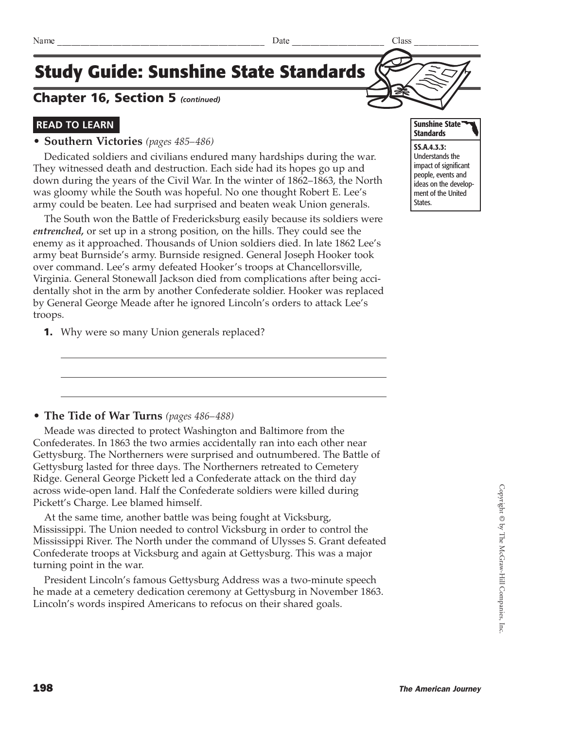Name ______________________________ Date ______________ Class __________

# Study Guide: Sunshine State Standards

## Chapter 16, Section 5 *(continued)*

**READ TO LEARN**

**Sunshine State Standards**

**SS.A.4.3.3:** Understands the impact of significant people, events and ideas on the development of the United States.

### • Southern Victories *(pages 485–486)*

Dedicated soldiers and civilians endured many hardships during the war. They witnessed death and destruction. Each side had its hopes go up and down during the years of the Civil War. In the winter of 1862–1863, the North was gloomy while the South was hopeful. No one thought Robert E. Lee's army could be beaten. Lee had surprised and beaten weak Union generals.

The South won the Battle of Fredericksburg easily because its soldiers were ***entrenched,*** or set up in a strong position, on the hills. They could see the enemy as it approached. Thousands of Union soldiers died. In late 1862 Lee's army beat Burnside's army. Burnside resigned. General Joseph Hooker took over command. Lee's army defeated Hooker's troops at Chancellorsville, Virginia. General Stonewall Jackson died from complications after being accidentally shot in the arm by another Confederate soldier. Hooker was replaced by General George Meade after he ignored Lincoln's orders to attack Lee's troops.

**1.** Why were so many Union generals replaced?

______________________________________________________________

______________________________________________________________

______________________________________________________________

### • The Tide of War Turns *(pages 486–488)*

Meade was directed to protect Washington and Baltimore from the Confederates. In 1863 the two armies accidentally ran into each other near Gettysburg. The Northerners were surprised and outnumbered. The Battle of Gettysburg lasted for three days. The Northerners retreated to Cemetery Ridge. General George Pickett led a Confederate attack on the third day across wide-open land. Half the Confederate soldiers were killed during Pickett's Charge. Lee blamed himself.

At the same time, another battle was being fought at Vicksburg, Mississippi. The Union needed to control Vicksburg in order to control the Mississippi River. The North under the command of Ulysses S. Grant defeated Confederate troops at Vicksburg and again at Gettysburg. This was a major turning point in the war.

President Lincoln's famous Gettysburg Address was a two-minute speech he made at a cemetery dedication ceremony at Gettysburg in November 1863. Lincoln's words inspired Americans to refocus on their shared goals.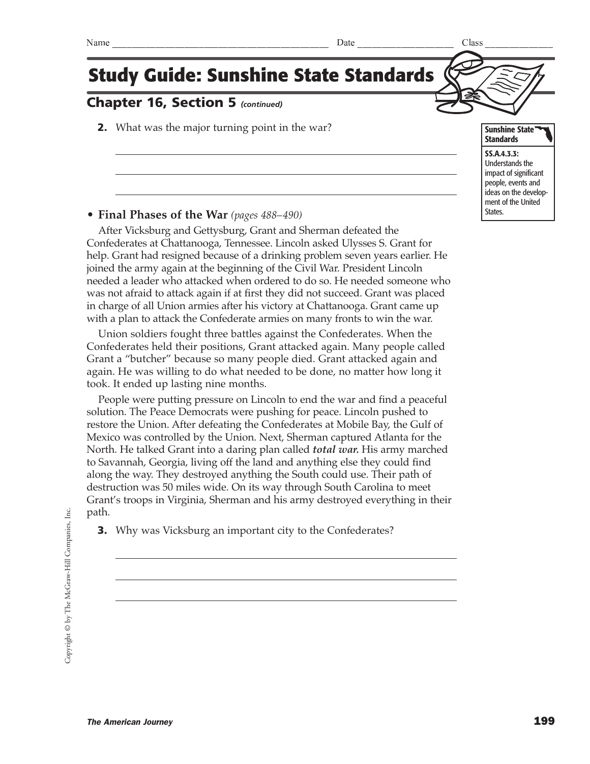Name ______________________________ Date ______________ Class ____________

# Study Guide: Sunshine State Standards

## Chapter 16, Section 5 *(continued)*

**2.** What was the major turning point in the war?

______________________________________________________________

______________________________________________________________

______________________________________________________________

**Sunshine State Standards**

**SS.A.4.3.3:** Understands the impact of significant people, events and ideas on the development of the United States.

- **Final Phases of the War** *(pages 488–490)*

After Vicksburg and Gettysburg, Grant and Sherman defeated the Confederates at Chattanooga, Tennessee. Lincoln asked Ulysses S. Grant for help. Grant had resigned because of a drinking problem seven years earlier. He joined the army again at the beginning of the Civil War. President Lincoln needed a leader who attacked when ordered to do so. He needed someone who was not afraid to attack again if at first they did not succeed. Grant was placed in charge of all Union armies after his victory at Chattanooga. Grant came up with a plan to attack the Confederate armies on many fronts to win the war.

Union soldiers fought three battles against the Confederates. When the Confederates held their positions, Grant attacked again. Many people called Grant a "butcher" because so many people died. Grant attacked again and again. He was willing to do what needed to be done, no matter how long it took. It ended up lasting nine months.

People were putting pressure on Lincoln to end the war and find a peaceful solution. The Peace Democrats were pushing for peace. Lincoln pushed to restore the Union. After defeating the Confederates at Mobile Bay, the Gulf of Mexico was controlled by the Union. Next, Sherman captured Atlanta for the North. He talked Grant into a daring plan called ***total war.*** His army marched to Savannah, Georgia, living off the land and anything else they could find along the way. They destroyed anything the South could use. Their path of destruction was 50 miles wide. On its way through South Carolina to meet Grant's troops in Virginia, Sherman and his army destroyed everything in their path.

**3.** Why was Vicksburg an important city to the Confederates?

______________________________________________________________

______________________________________________________________

______________________________________________________________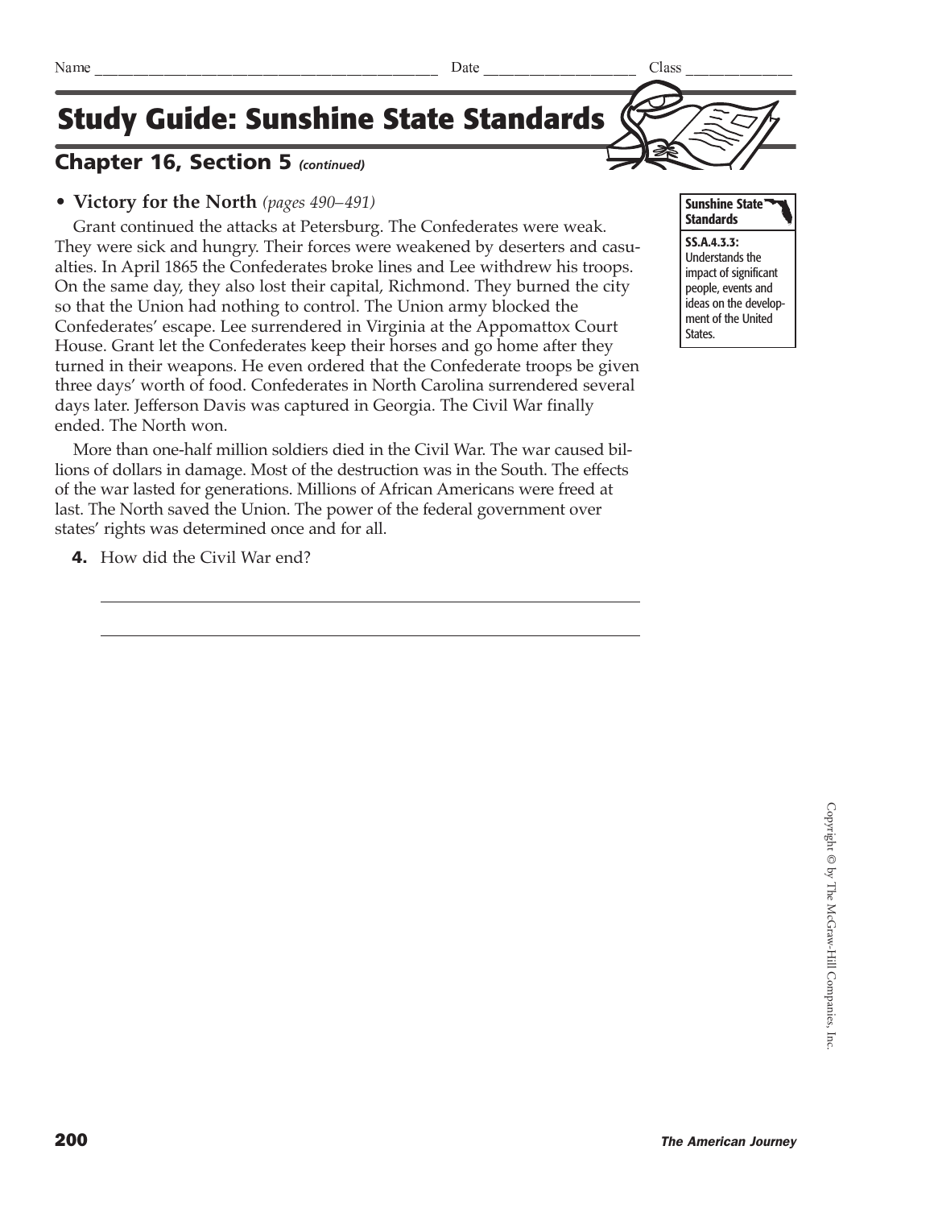Name _______________________________________ Date ___________________ Class _____________

# Study Guide: Sunshine State Standards

## Chapter 16, Section 5 *(continued)*

- **Victory for the North** *(pages 490–491)*

Grant continued the attacks at Petersburg. The Confederates were weak. They were sick and hungry. Their forces were weakened by deserters and casualties. In April 1865 the Confederates broke lines and Lee withdrew his troops. On the same day, they also lost their capital, Richmond. They burned the city so that the Union had nothing to control. The Union army blocked the Confederates' escape. Lee surrendered in Virginia at the Appomattox Court House. Grant let the Confederates keep their horses and go home after they turned in their weapons. He even ordered that the Confederate troops be given three days' worth of food. Confederates in North Carolina surrendered several days later. Jefferson Davis was captured in Georgia. The Civil War finally ended. The North won.

More than one-half million soldiers died in the Civil War. The war caused billions of dollars in damage. Most of the destruction was in the South. The effects of the war lasted for generations. Millions of African Americans were freed at last. The North saved the Union. The power of the federal government over states' rights was determined once and for all.

**Sunshine State Standards**

**SS.A.4.3.3:** Understands the impact of significant people, events and ideas on the development of the United States.

**4.** How did the Civil War end?

_______________________________________________________________

_______________________________________________________________